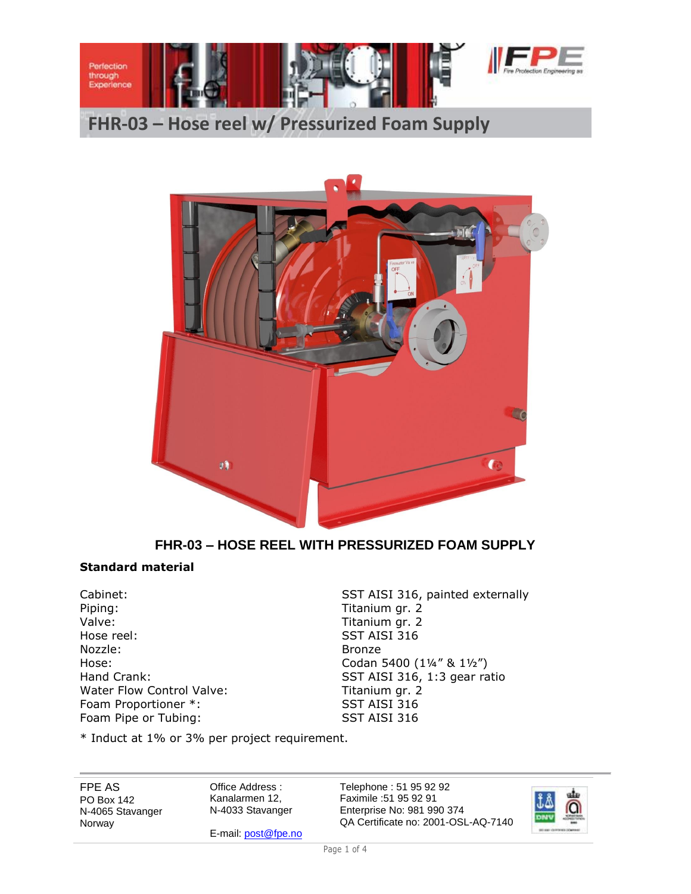# FHR-03 – Hose reel w/ Pressurized Foam Supply

## FHR-03 – HOSE REEL WITH PRESSURIZED FOAM SUPPLY

**Standard material**

| | |
|---|---|
| Cabinet: | SST AISI 316, painted externally |
| Piping: | Titanium gr. 2 |
| Valve: | Titanium gr. 2 |
| Hose reel: | SST AISI 316 |
| Nozzle: | Bronze |
| Hose: | Codan 5400 (1¼" & 1½") |
| Hand Crank: | SST AISI 316, 1:3 gear ratio |
| Water Flow Control Valve: | Titanium gr. 2 |
| Foam Proportioner *: | SST AISI 316 |
| Foam Pipe or Tubing: | SST AISI 316 |

* Induct at 1% or 3% per project requirement.

FPE AS
PO Box 142
N-4065 Stavanger
Norway

Office Address :
Kanalarmen 12,
N-4033 Stavanger

E-mail: post@fpe.no

Telephone : 51 95 92 92
Faximile :51 95 92 91
Enterprise No: 981 990 374
QA Certificate no: 2001-OSL-AQ-7140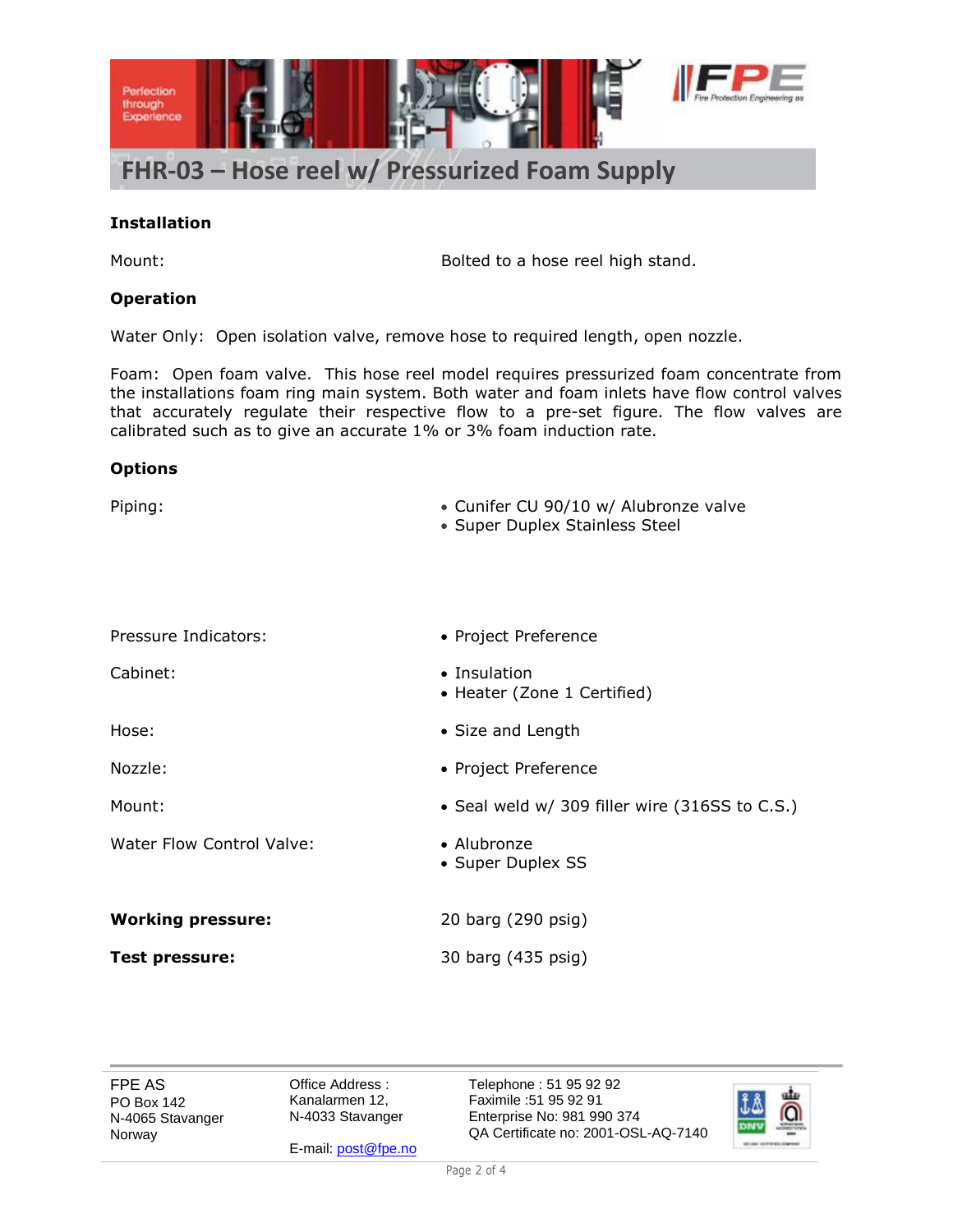# FHR-03 – Hose reel w/ Pressurized Foam Supply

**Installation**

Mount: Bolted to a hose reel high stand.

**Operation**

Water Only: Open isolation valve, remove hose to required length, open nozzle.

Foam: Open foam valve. This hose reel model requires pressurized foam concentrate from the installations foam ring main system. Both water and foam inlets have flow control valves that accurately regulate their respective flow to a pre-set figure. The flow valves are calibrated such as to give an accurate 1% or 3% foam induction rate.

**Options**

| | |
|---|---|
| Piping: | • Cunifer CU 90/10 w/ Alubronze valve<br>• Super Duplex Stainless Steel |
| Pressure Indicators: | • Project Preference |
| Cabinet: | • Insulation<br>• Heater (Zone 1 Certified) |
| Hose: | • Size and Length |
| Nozzle: | • Project Preference |
| Mount: | • Seal weld w/ 309 filler wire (316SS to C.S.) |
| Water Flow Control Valve: | • Alubronze<br>• Super Duplex SS |

**Working pressure:** 20 barg (290 psig)

**Test pressure:** 30 barg (435 psig)

FPE AS
PO Box 142
N-4065 Stavanger
Norway

Office Address :
Kanalarmen 12,
N-4033 Stavanger

E-mail: post@fpe.no

Telephone : 51 95 92 92
Faximile :51 95 92 91
Enterprise No: 981 990 374
QA Certificate no: 2001-OSL-AQ-7140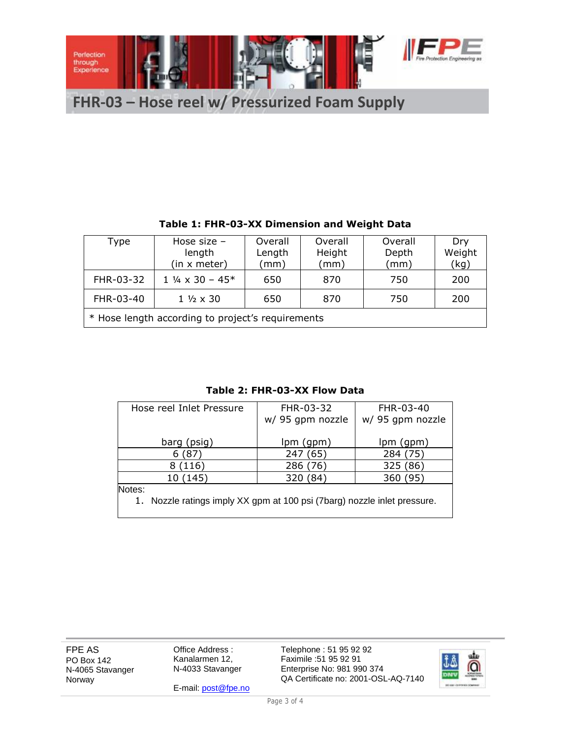# FHR-03 – Hose reel w/ Pressurized Foam Supply

**Table 1: FHR-03-XX Dimension and Weight Data**

| Type | Hose size – length (in x meter) | Overall Length (mm) | Overall Height (mm) | Overall Depth (mm) | Dry Weight (kg) |
|---|---|---|---|---|---|
| FHR-03-32 | 1 ¼ x 30 – 45* | 650 | 870 | 750 | 200 |
| FHR-03-40 | 1 ½ x 30 | 650 | 870 | 750 | 200 |

\* Hose length according to project's requirements

**Table 2: FHR-03-XX Flow Data**

| Hose reel Inlet Pressure barg (psig) | FHR-03-32 w/ 95 gpm nozzle lpm (gpm) | FHR-03-40 w/ 95 gpm nozzle lpm (gpm) |
|---|---|---|
| 6 (87) | 247 (65) | 284 (75) |
| 8 (116) | 286 (76) | 325 (86) |
| 10 (145) | 320 (84) | 360 (95) |

Notes:

1. Nozzle ratings imply XX gpm at 100 psi (7barg) nozzle inlet pressure.

FPE AS
PO Box 142
N-4065 Stavanger
Norway

Office Address :
Kanalarmen 12,
N-4033 Stavanger

E-mail: post@fpe.no

Telephone : 51 95 92 92
Faximile :51 95 92 91
Enterprise No: 981 990 374
QA Certificate no: 2001-OSL-AQ-7140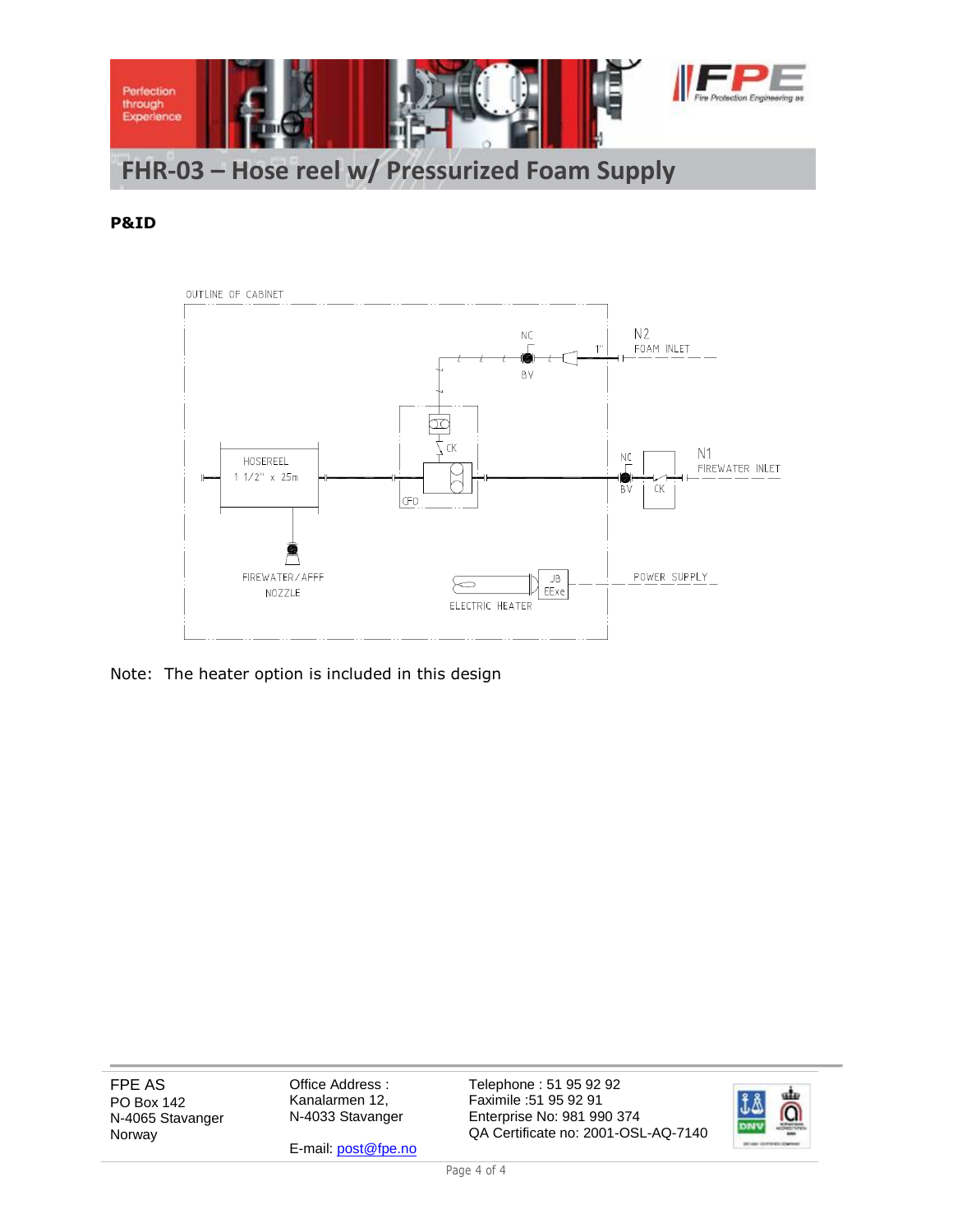# FHR-03 – Hose reel w/ Pressurized Foam Supply

**P&ID**

OUTLINE OF CABINET

NC

BV

1"

N2
FOAM INLET

CK

HOSEREEL
1 1/2" x 25m

CFD

NC

BV

CK

N1
FIREWATER INLET

FIREWATER/AFFF
NOZZLE

JB
EExe

ELECTRIC HEATER

POWER SUPPLY

Note: The heater option is included in this design

FPE AS
PO Box 142
N-4065 Stavanger
Norway

Office Address :
Kanalarmen 12,
N-4033 Stavanger

E-mail: post@fpe.no

Telephone : 51 95 92 92
Faximile :51 95 92 91
Enterprise No: 981 990 374
QA Certificate no: 2001-OSL-AQ-7140